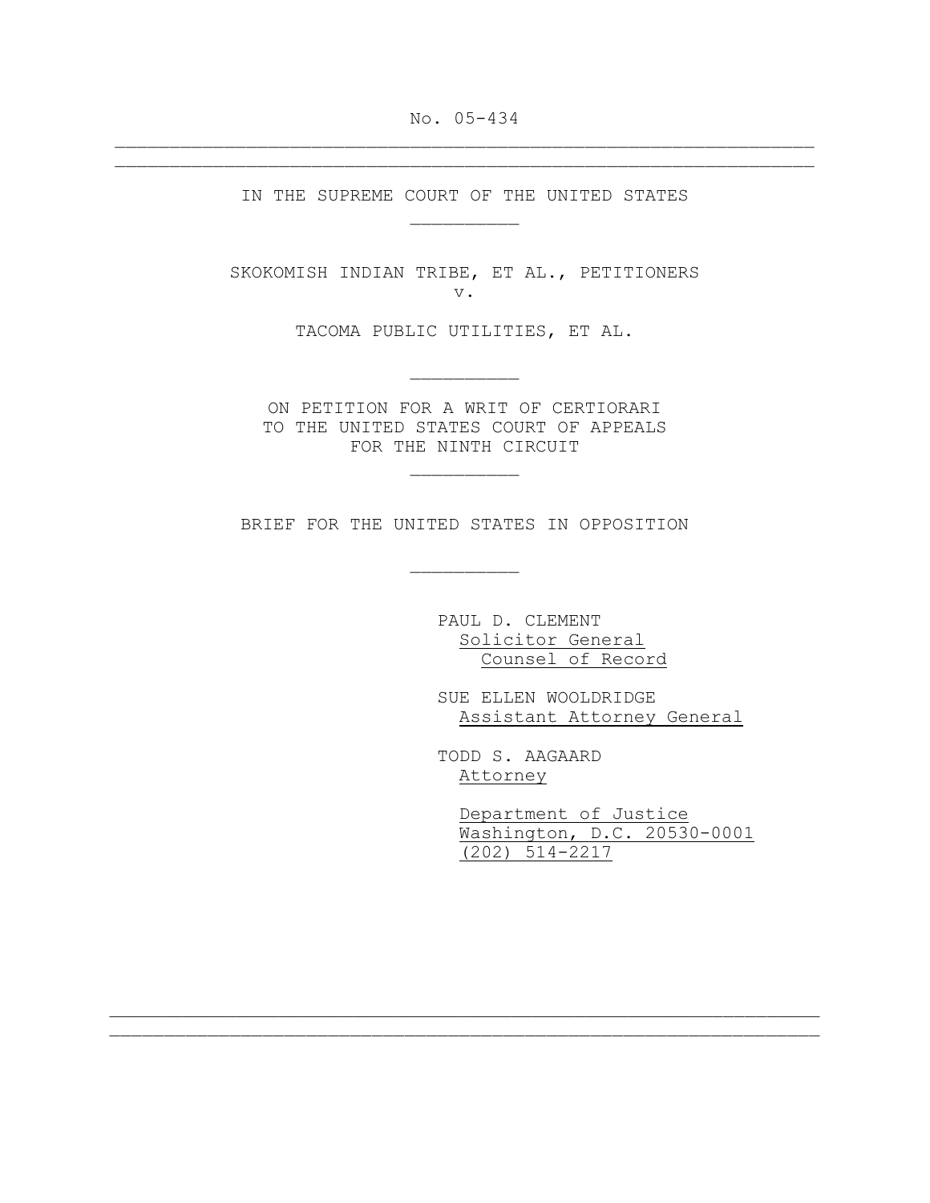No. 05-434

---

IN THE SUPREME COURT OF THE UNITED STATES

---

SKOKOMISH INDIAN TRIBE, ET AL., PETITIONERS

v.

TACOMA PUBLIC UTILITIES, ET AL.

---

ON PETITION FOR A WRIT OF CERTIORARI
TO THE UNITED STATES COURT OF APPEALS
FOR THE NINTH CIRCUIT

---

BRIEF FOR THE UNITED STATES IN OPPOSITION

---

PAUL D. CLEMENT
Solicitor General
Counsel of Record

SUE ELLEN WOOLDRIDGE
Assistant Attorney General

TODD S. AAGAARD
Attorney

Department of Justice
Washington, D.C. 20530-0001
(202) 514-2217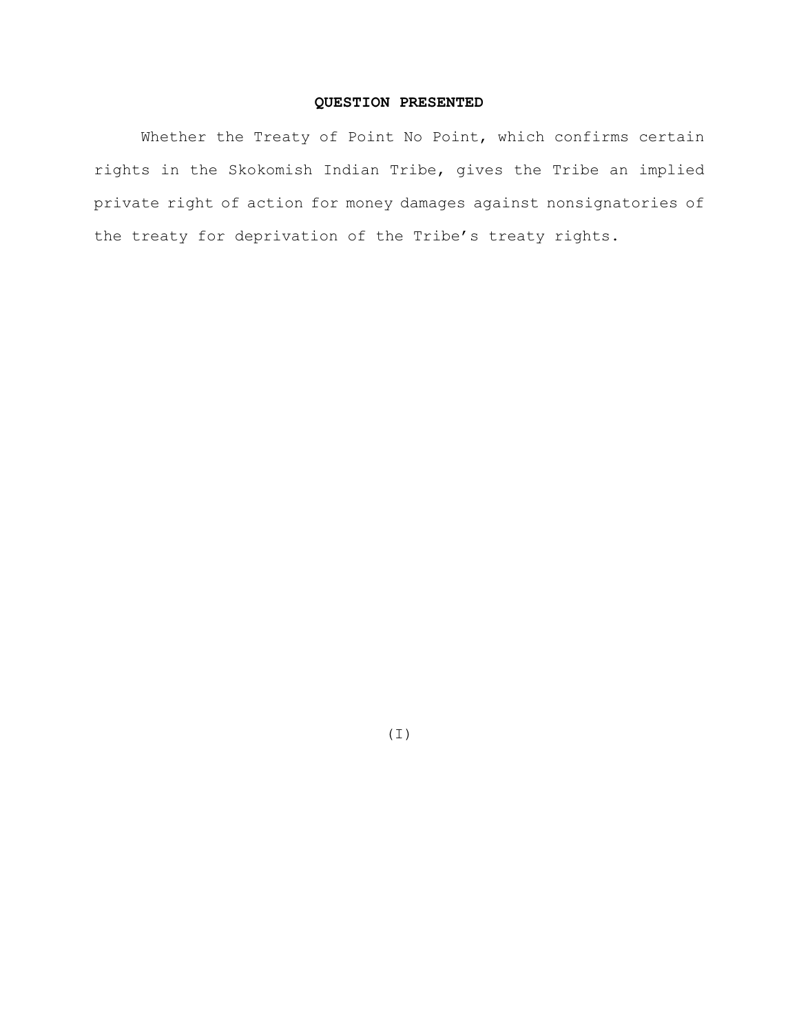## QUESTION PRESENTED

Whether the Treaty of Point No Point, which confirms certain rights in the Skokomish Indian Tribe, gives the Tribe an implied private right of action for money damages against nonsignatories of the treaty for deprivation of the Tribe's treaty rights.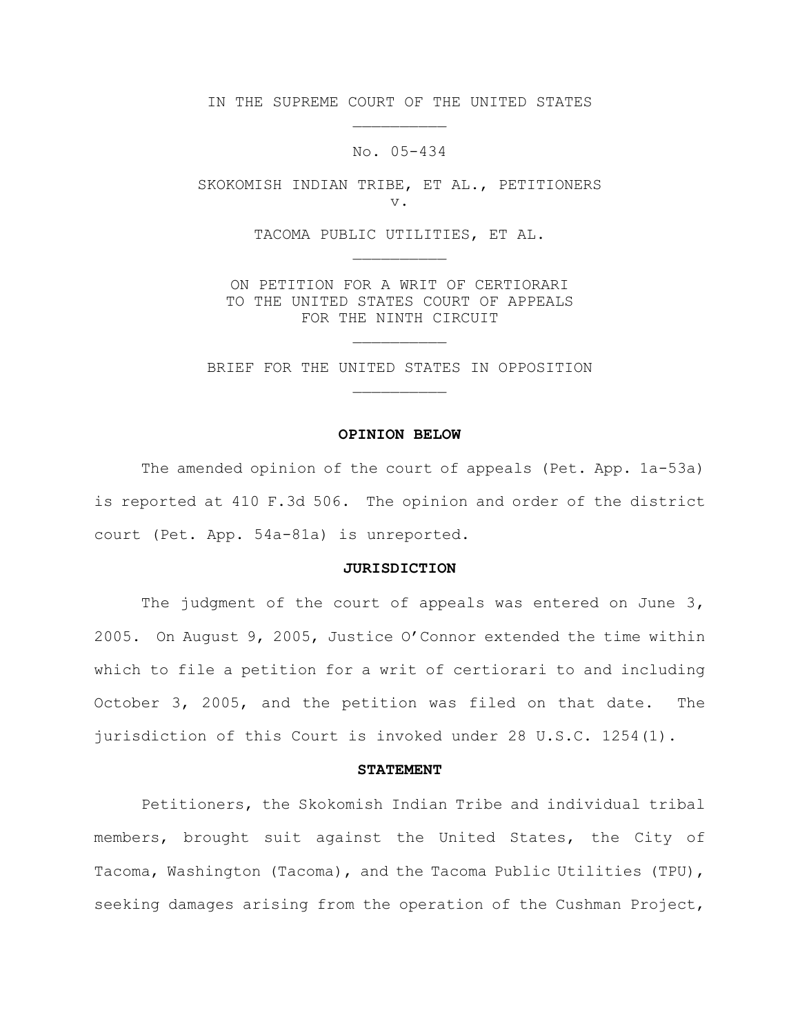IN THE SUPREME COURT OF THE UNITED STATES

---

No. 05-434

SKOKOMISH INDIAN TRIBE, ET AL., PETITIONERS
v.

TACOMA PUBLIC UTILITIES, ET AL.

---

ON PETITION FOR A WRIT OF CERTIORARI
TO THE UNITED STATES COURT OF APPEALS
FOR THE NINTH CIRCUIT

---

BRIEF FOR THE UNITED STATES IN OPPOSITION

---

**OPINION BELOW**

The amended opinion of the court of appeals (Pet. App. 1a-53a) is reported at 410 F.3d 506. The opinion and order of the district court (Pet. App. 54a-81a) is unreported.

**JURISDICTION**

The judgment of the court of appeals was entered on June 3, 2005. On August 9, 2005, Justice O'Connor extended the time within which to file a petition for a writ of certiorari to and including October 3, 2005, and the petition was filed on that date. The jurisdiction of this Court is invoked under 28 U.S.C. 1254(1).

**STATEMENT**

Petitioners, the Skokomish Indian Tribe and individual tribal members, brought suit against the United States, the City of Tacoma, Washington (Tacoma), and the Tacoma Public Utilities (TPU), seeking damages arising from the operation of the Cushman Project,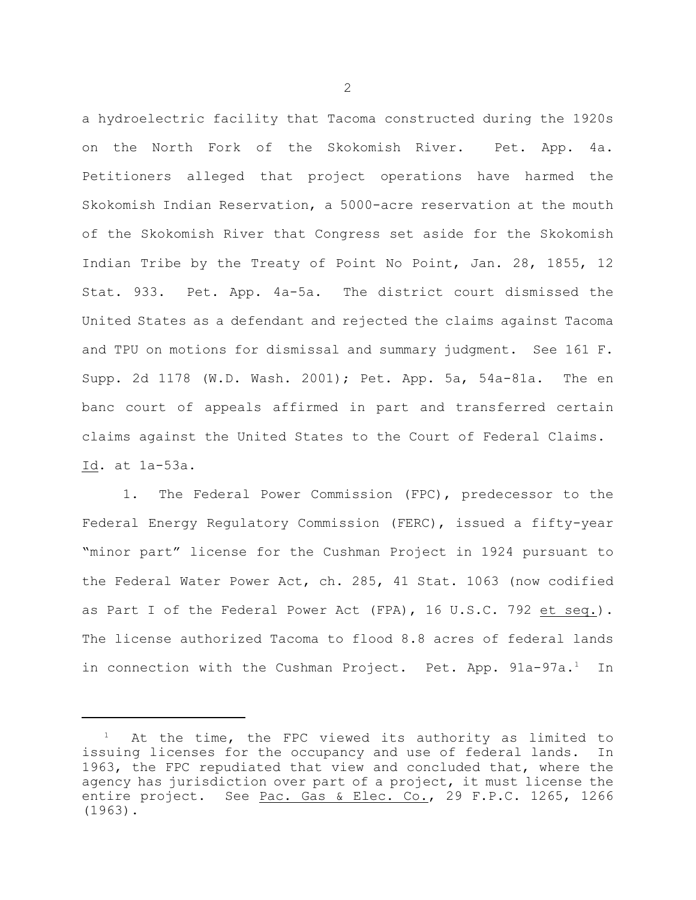a hydroelectric facility that Tacoma constructed during the 1920s on the North Fork of the Skokomish River. Pet. App. 4a. Petitioners alleged that project operations have harmed the Skokomish Indian Reservation, a 5000-acre reservation at the mouth of the Skokomish River that Congress set aside for the Skokomish Indian Tribe by the Treaty of Point No Point, Jan. 28, 1855, 12 Stat. 933. Pet. App. 4a-5a. The district court dismissed the United States as a defendant and rejected the claims against Tacoma and TPU on motions for dismissal and summary judgment. See 161 F. Supp. 2d 1178 (W.D. Wash. 2001); Pet. App. 5a, 54a-81a. The en banc court of appeals affirmed in part and transferred certain claims against the United States to the Court of Federal Claims. Id. at 1a-53a.

1. The Federal Power Commission (FPC), predecessor to the Federal Energy Regulatory Commission (FERC), issued a fifty-year "minor part" license for the Cushman Project in 1924 pursuant to the Federal Water Power Act, ch. 285, 41 Stat. 1063 (now codified as Part I of the Federal Power Act (FPA), 16 U.S.C. 792 et seq.). The license authorized Tacoma to flood 8.8 acres of federal lands in connection with the Cushman Project. Pet. App. 91a-97a.[1] In

---

[1] At the time, the FPC viewed its authority as limited to issuing licenses for the occupancy and use of federal lands. In 1963, the FPC repudiated that view and concluded that, where the agency has jurisdiction over part of a project, it must license the entire project. See Pac. Gas & Elec. Co., 29 F.P.C. 1265, 1266 (1963).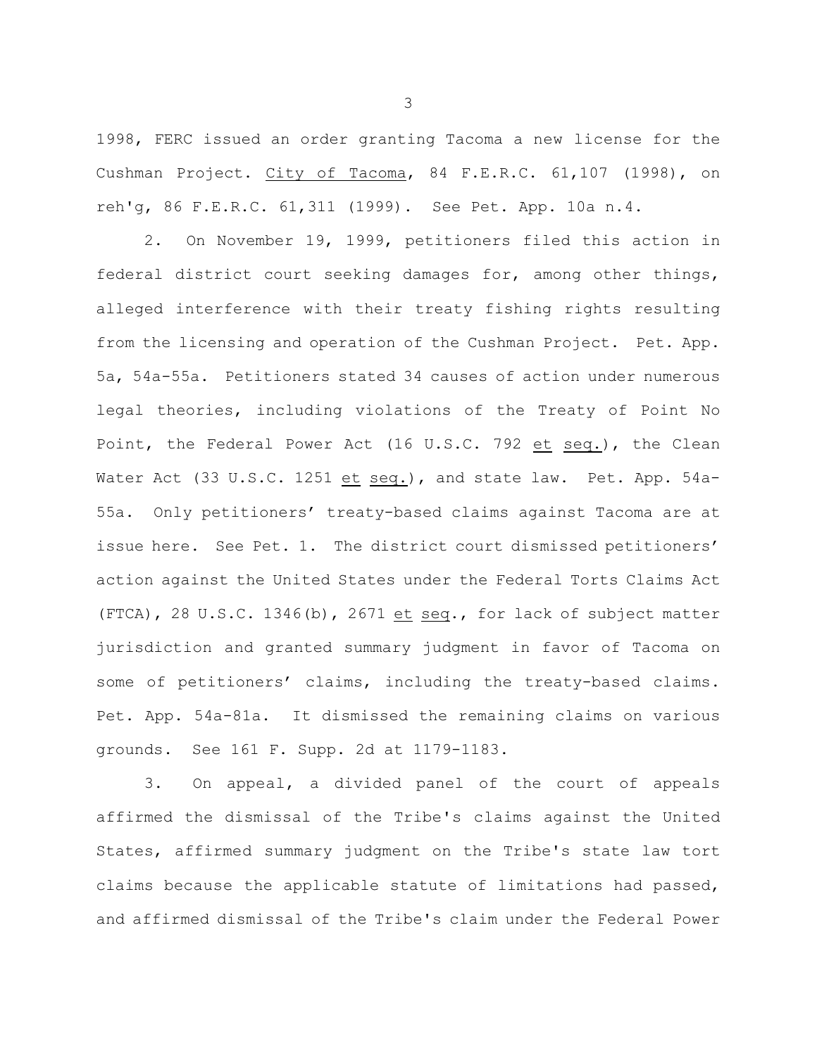1998, FERC issued an order granting Tacoma a new license for the Cushman Project. City of Tacoma, 84 F.E.R.C. 61,107 (1998), on reh'g, 86 F.E.R.C. 61,311 (1999). See Pet. App. 10a n.4.

2. On November 19, 1999, petitioners filed this action in federal district court seeking damages for, among other things, alleged interference with their treaty fishing rights resulting from the licensing and operation of the Cushman Project. Pet. App. 5a, 54a-55a. Petitioners stated 34 causes of action under numerous legal theories, including violations of the Treaty of Point No Point, the Federal Power Act (16 U.S.C. 792 et seq.), the Clean Water Act (33 U.S.C. 1251 et seq.), and state law. Pet. App. 54a-55a. Only petitioners' treaty-based claims against Tacoma are at issue here. See Pet. 1. The district court dismissed petitioners' action against the United States under the Federal Torts Claims Act (FTCA), 28 U.S.C. 1346(b), 2671 et seq., for lack of subject matter jurisdiction and granted summary judgment in favor of Tacoma on some of petitioners' claims, including the treaty-based claims. Pet. App. 54a-81a. It dismissed the remaining claims on various grounds. See 161 F. Supp. 2d at 1179-1183.

3. On appeal, a divided panel of the court of appeals affirmed the dismissal of the Tribe's claims against the United States, affirmed summary judgment on the Tribe's state law tort claims because the applicable statute of limitations had passed, and affirmed dismissal of the Tribe's claim under the Federal Power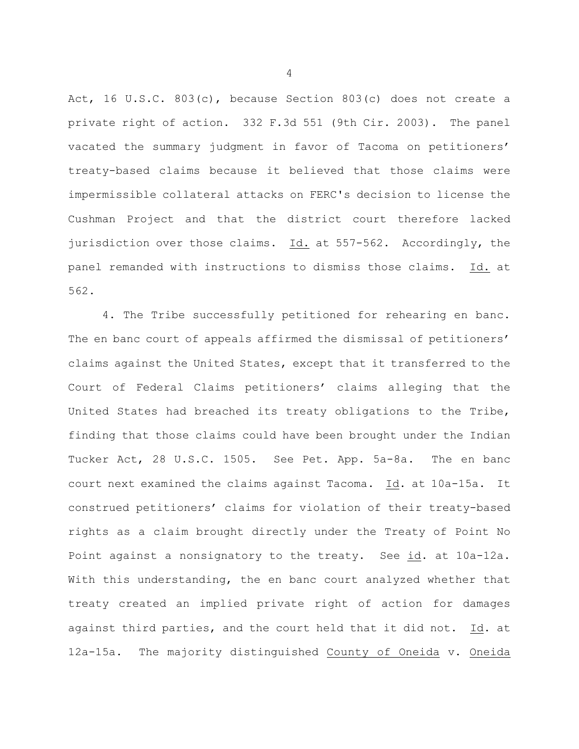Act, 16 U.S.C. 803(c), because Section 803(c) does not create a private right of action. 332 F.3d 551 (9th Cir. 2003). The panel vacated the summary judgment in favor of Tacoma on petitioners' treaty-based claims because it believed that those claims were impermissible collateral attacks on FERC's decision to license the Cushman Project and that the district court therefore lacked jurisdiction over those claims. Id. at 557-562. Accordingly, the panel remanded with instructions to dismiss those claims. Id. at 562.

4. The Tribe successfully petitioned for rehearing en banc. The en banc court of appeals affirmed the dismissal of petitioners' claims against the United States, except that it transferred to the Court of Federal Claims petitioners' claims alleging that the United States had breached its treaty obligations to the Tribe, finding that those claims could have been brought under the Indian Tucker Act, 28 U.S.C. 1505. See Pet. App. 5a-8a. The en banc court next examined the claims against Tacoma. Id. at 10a-15a. It construed petitioners' claims for violation of their treaty-based rights as a claim brought directly under the Treaty of Point No Point against a nonsignatory to the treaty. See id. at 10a-12a. With this understanding, the en banc court analyzed whether that treaty created an implied private right of action for damages against third parties, and the court held that it did not. Id. at 12a-15a. The majority distinguished County of Oneida v. Oneida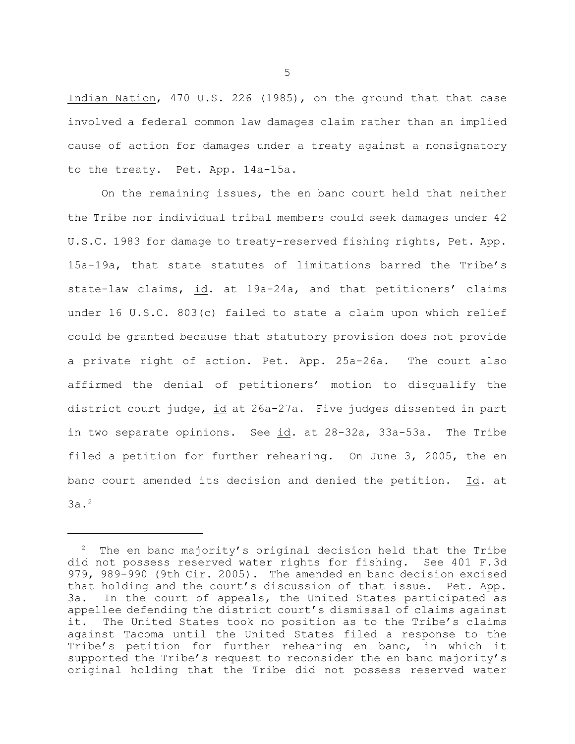Indian Nation, 470 U.S. 226 (1985), on the ground that that case involved a federal common law damages claim rather than an implied cause of action for damages under a treaty against a nonsignatory to the treaty. Pet. App. 14a-15a.

On the remaining issues, the en banc court held that neither the Tribe nor individual tribal members could seek damages under 42 U.S.C. 1983 for damage to treaty-reserved fishing rights, Pet. App. 15a-19a, that state statutes of limitations barred the Tribe's state-law claims, id. at 19a-24a, and that petitioners' claims under 16 U.S.C. 803(c) failed to state a claim upon which relief could be granted because that statutory provision does not provide a private right of action. Pet. App. 25a-26a. The court also affirmed the denial of petitioners' motion to disqualify the district court judge, id at 26a-27a. Five judges dissented in part in two separate opinions. See id. at 28-32a, 33a-53a. The Tribe filed a petition for further rehearing. On June 3, 2005, the en banc court amended its decision and denied the petition. Id. at 3a.[2]

---

[2] The en banc majority's original decision held that the Tribe did not possess reserved water rights for fishing. See 401 F.3d 979, 989-990 (9th Cir. 2005). The amended en banc decision excised that holding and the court's discussion of that issue. Pet. App. 3a. In the court of appeals, the United States participated as appellee defending the district court's dismissal of claims against it. The United States took no position as to the Tribe's claims against Tacoma until the United States filed a response to the Tribe's petition for further rehearing en banc, in which it supported the Tribe's request to reconsider the en banc majority's original holding that the Tribe did not possess reserved water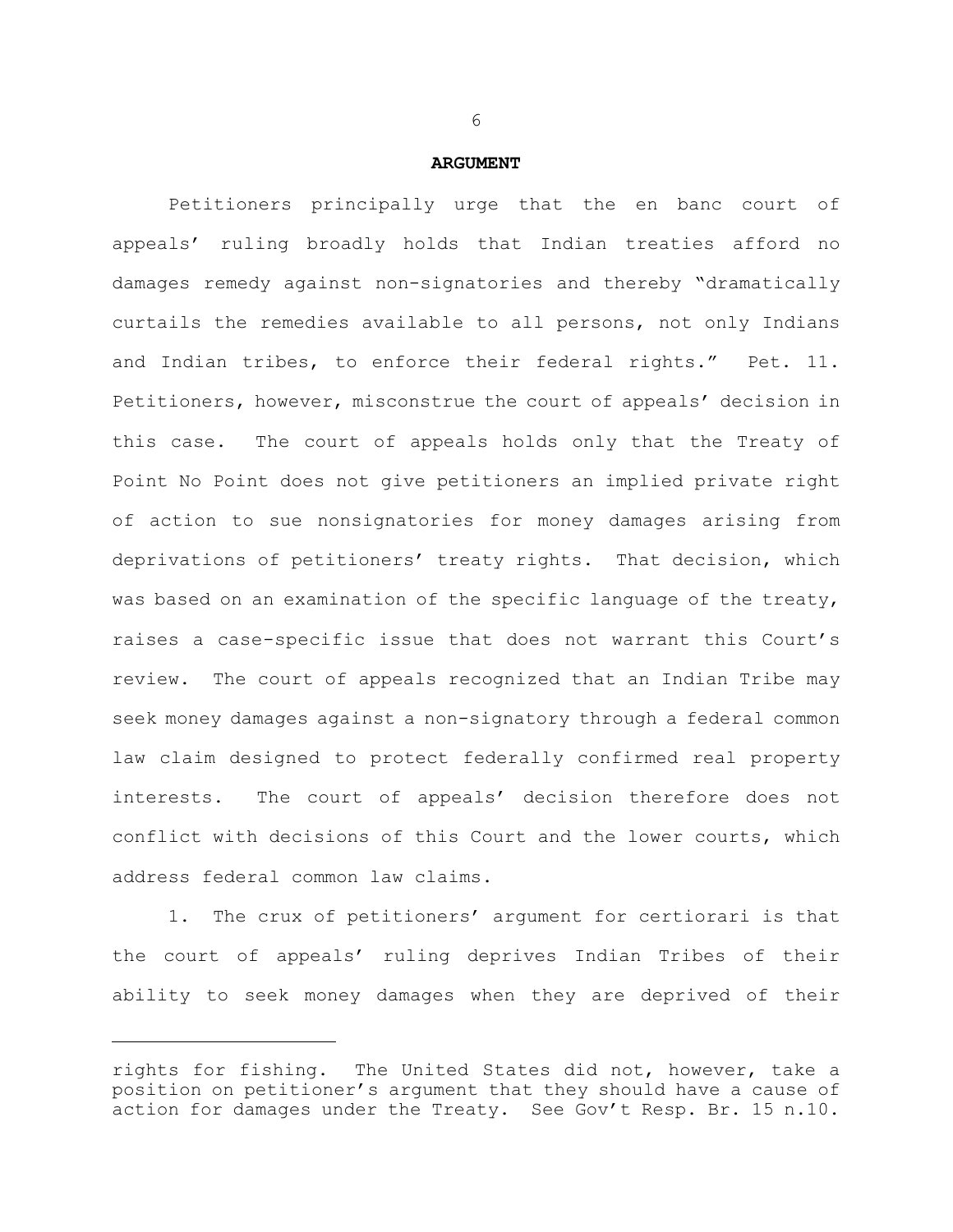## ARGUMENT

Petitioners principally urge that the en banc court of appeals' ruling broadly holds that Indian treaties afford no damages remedy against non-signatories and thereby "dramatically curtails the remedies available to all persons, not only Indians and Indian tribes, to enforce their federal rights." Pet. 11. Petitioners, however, misconstrue the court of appeals' decision in this case. The court of appeals holds only that the Treaty of Point No Point does not give petitioners an implied private right of action to sue nonsignatories for money damages arising from deprivations of petitioners' treaty rights. That decision, which was based on an examination of the specific language of the treaty, raises a case-specific issue that does not warrant this Court's review. The court of appeals recognized that an Indian Tribe may seek money damages against a non-signatory through a federal common law claim designed to protect federally confirmed real property interests. The court of appeals' decision therefore does not conflict with decisions of this Court and the lower courts, which address federal common law claims.

1. The crux of petitioners' argument for certiorari is that the court of appeals' ruling deprives Indian Tribes of their ability to seek money damages when they are deprived of their

---

rights for fishing. The United States did not, however, take a position on petitioner's argument that they should have a cause of action for damages under the Treaty. See Gov't Resp. Br. 15 n.10.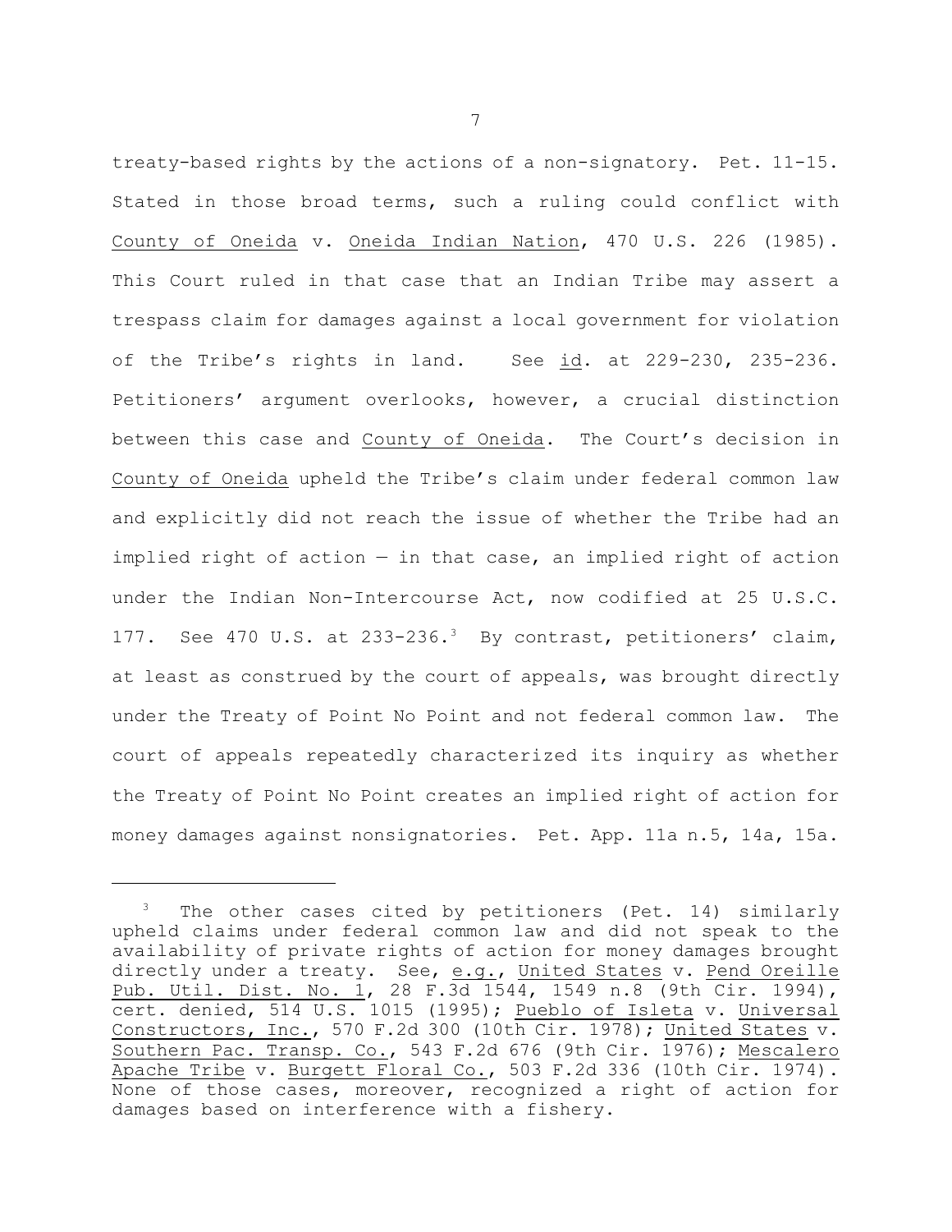treaty-based rights by the actions of a non-signatory. Pet. 11-15. Stated in those broad terms, such a ruling could conflict with County of Oneida v. Oneida Indian Nation, 470 U.S. 226 (1985). This Court ruled in that case that an Indian Tribe may assert a trespass claim for damages against a local government for violation of the Tribe's rights in land. See id. at 229-230, 235-236. Petitioners' argument overlooks, however, a crucial distinction between this case and County of Oneida. The Court's decision in County of Oneida upheld the Tribe's claim under federal common law and explicitly did not reach the issue of whether the Tribe had an implied right of action — in that case, an implied right of action under the Indian Non-Intercourse Act, now codified at 25 U.S.C. 177. See 470 U.S. at 233-236.[3] By contrast, petitioners' claim, at least as construed by the court of appeals, was brought directly under the Treaty of Point No Point and not federal common law. The court of appeals repeatedly characterized its inquiry as whether the Treaty of Point No Point creates an implied right of action for money damages against nonsignatories. Pet. App. 11a n.5, 14a, 15a.

[3] The other cases cited by petitioners (Pet. 14) similarly upheld claims under federal common law and did not speak to the availability of private rights of action for money damages brought directly under a treaty. See, e.g., United States v. Pend Oreille Pub. Util. Dist. No. 1, 28 F.3d 1544, 1549 n.8 (9th Cir. 1994), cert. denied, 514 U.S. 1015 (1995); Pueblo of Isleta v. Universal Constructors, Inc., 570 F.2d 300 (10th Cir. 1978); United States v. Southern Pac. Transp. Co., 543 F.2d 676 (9th Cir. 1976); Mescalero Apache Tribe v. Burgett Floral Co., 503 F.2d 336 (10th Cir. 1974). None of those cases, moreover, recognized a right of action for damages based on interference with a fishery.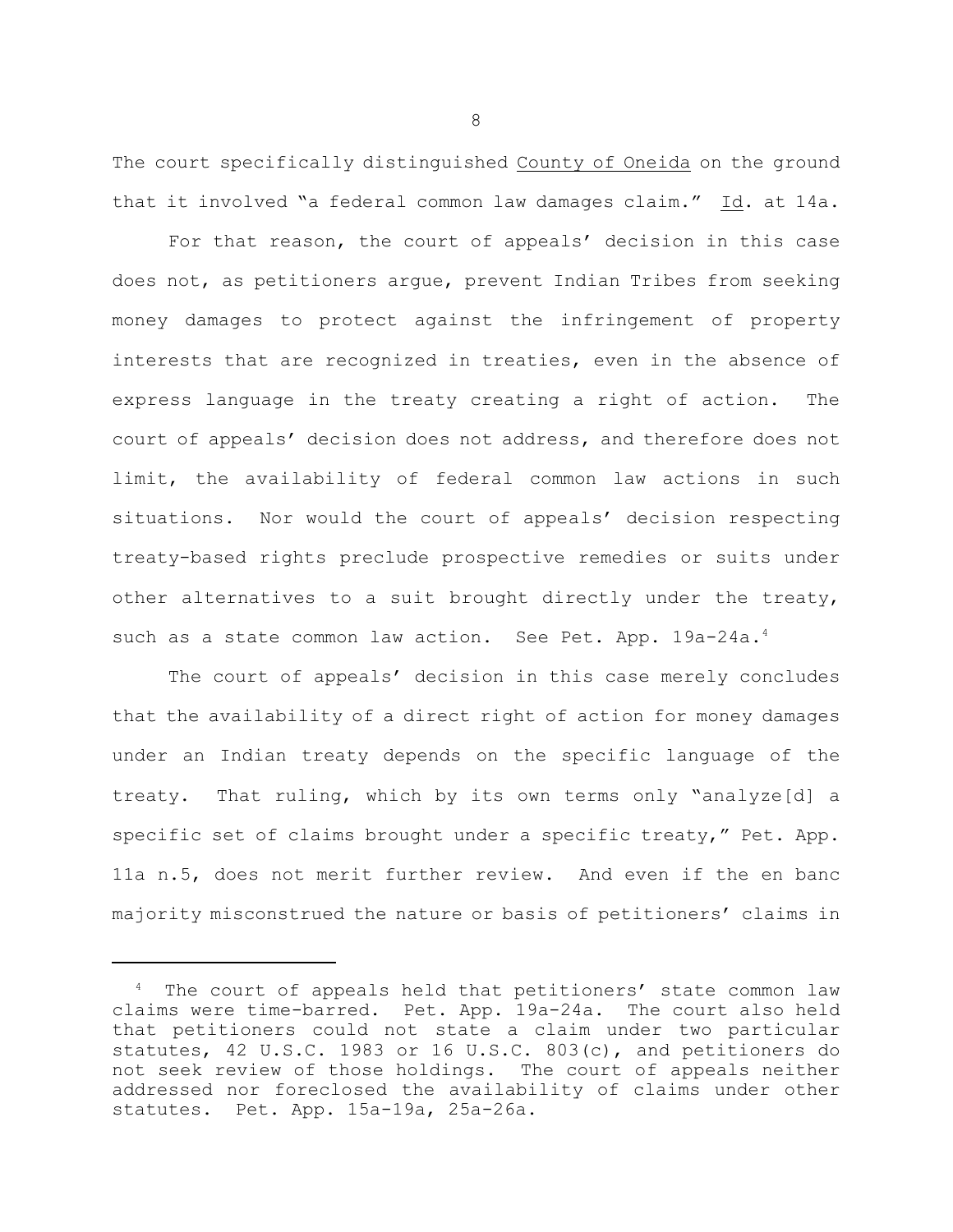The court specifically distinguished County of Oneida on the ground that it involved "a federal common law damages claim." Id. at 14a.

For that reason, the court of appeals' decision in this case does not, as petitioners argue, prevent Indian Tribes from seeking money damages to protect against the infringement of property interests that are recognized in treaties, even in the absence of express language in the treaty creating a right of action. The court of appeals' decision does not address, and therefore does not limit, the availability of federal common law actions in such situations. Nor would the court of appeals' decision respecting treaty-based rights preclude prospective remedies or suits under other alternatives to a suit brought directly under the treaty, such as a state common law action. See Pet. App. 19a-24a.[4]

The court of appeals' decision in this case merely concludes that the availability of a direct right of action for money damages under an Indian treaty depends on the specific language of the treaty. That ruling, which by its own terms only "analyze[d] a specific set of claims brought under a specific treaty," Pet. App. 11a n.5, does not merit further review. And even if the en banc majority misconstrued the nature or basis of petitioners' claims in

---

[4] The court of appeals held that petitioners' state common law claims were time-barred. Pet. App. 19a-24a. The court also held that petitioners could not state a claim under two particular statutes, 42 U.S.C. 1983 or 16 U.S.C. 803(c), and petitioners do not seek review of those holdings. The court of appeals neither addressed nor foreclosed the availability of claims under other statutes. Pet. App. 15a-19a, 25a-26a.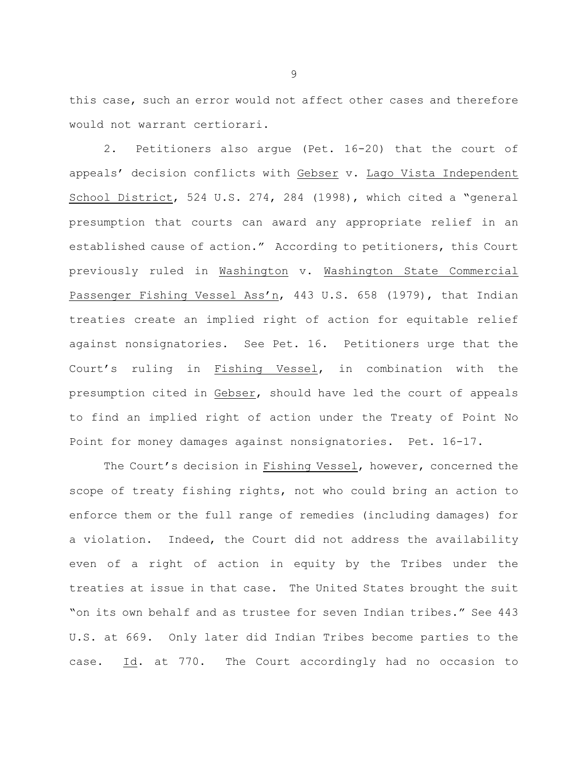this case, such an error would not affect other cases and therefore would not warrant certiorari.

2. Petitioners also argue (Pet. 16-20) that the court of appeals' decision conflicts with Gebser v. Lago Vista Independent School District, 524 U.S. 274, 284 (1998), which cited a "general presumption that courts can award any appropriate relief in an established cause of action." According to petitioners, this Court previously ruled in Washington v. Washington State Commercial Passenger Fishing Vessel Ass'n, 443 U.S. 658 (1979), that Indian treaties create an implied right of action for equitable relief against nonsignatories. See Pet. 16. Petitioners urge that the Court's ruling in Fishing Vessel, in combination with the presumption cited in Gebser, should have led the court of appeals to find an implied right of action under the Treaty of Point No Point for money damages against nonsignatories. Pet. 16-17.

The Court's decision in Fishing Vessel, however, concerned the scope of treaty fishing rights, not who could bring an action to enforce them or the full range of remedies (including damages) for a violation. Indeed, the Court did not address the availability even of a right of action in equity by the Tribes under the treaties at issue in that case. The United States brought the suit "on its own behalf and as trustee for seven Indian tribes." See 443 U.S. at 669. Only later did Indian Tribes become parties to the case. Id. at 770. The Court accordingly had no occasion to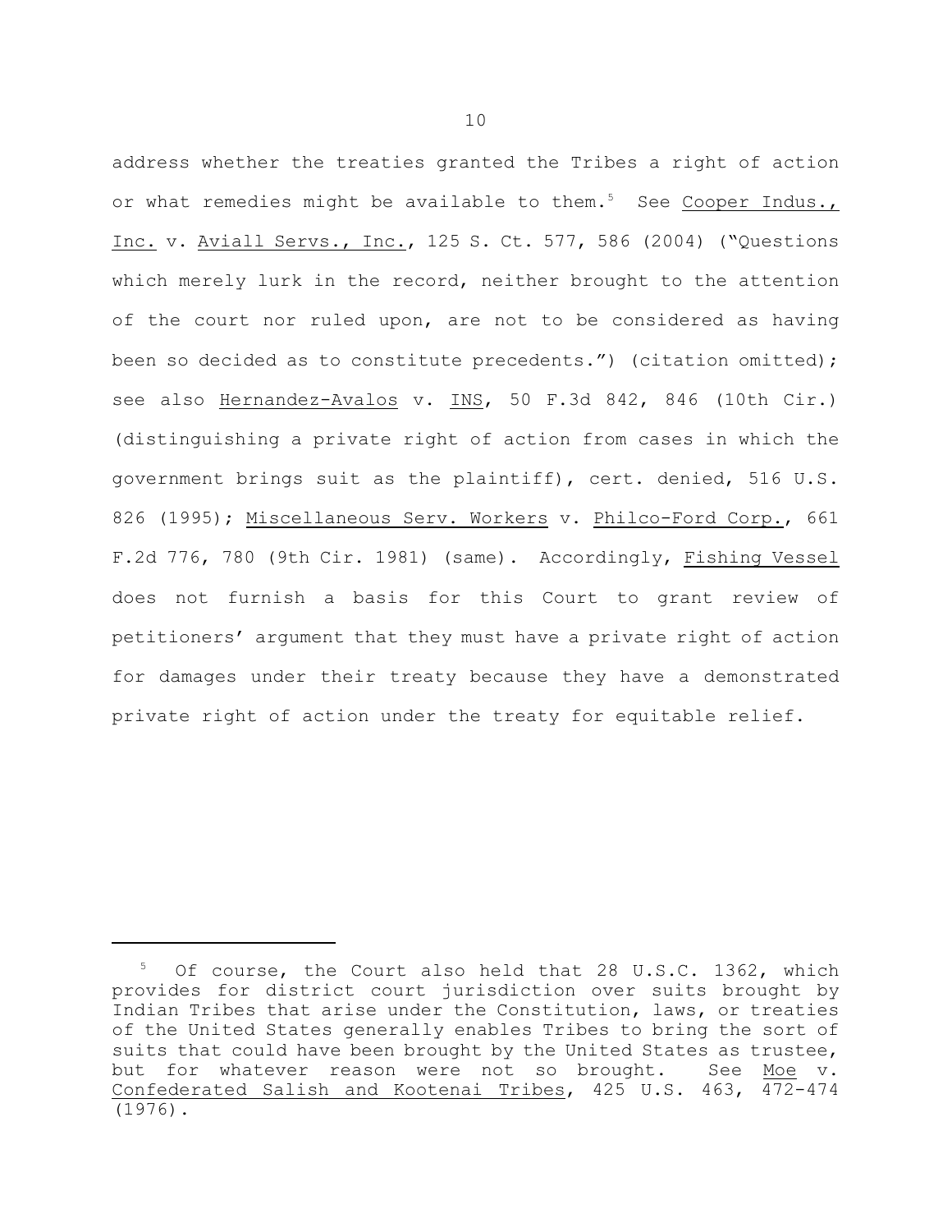address whether the treaties granted the Tribes a right of action or what remedies might be available to them.[5] See Cooper Indus., Inc. v. Aviall Servs., Inc., 125 S. Ct. 577, 586 (2004) ("Questions which merely lurk in the record, neither brought to the attention of the court nor ruled upon, are not to be considered as having been so decided as to constitute precedents.") (citation omitted); see also Hernandez-Avalos v. INS, 50 F.3d 842, 846 (10th Cir.) (distinguishing a private right of action from cases in which the government brings suit as the plaintiff), cert. denied, 516 U.S. 826 (1995); Miscellaneous Serv. Workers v. Philco-Ford Corp., 661 F.2d 776, 780 (9th Cir. 1981) (same). Accordingly, Fishing Vessel does not furnish a basis for this Court to grant review of petitioners' argument that they must have a private right of action for damages under their treaty because they have a demonstrated private right of action under the treaty for equitable relief.

---

[5] Of course, the Court also held that 28 U.S.C. 1362, which provides for district court jurisdiction over suits brought by Indian Tribes that arise under the Constitution, laws, or treaties of the United States generally enables Tribes to bring the sort of suits that could have been brought by the United States as trustee, but for whatever reason were not so brought. See Moe v. Confederated Salish and Kootenai Tribes, 425 U.S. 463, 472-474 (1976).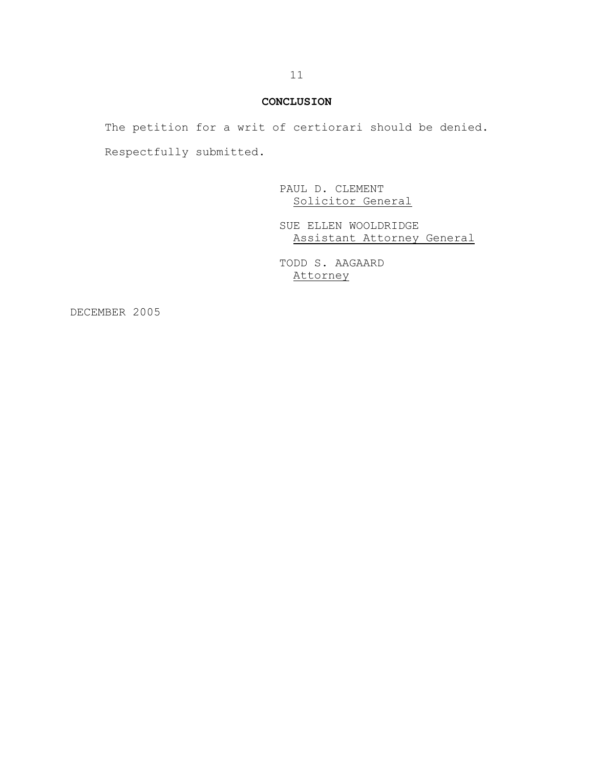## CONCLUSION

The petition for a writ of certiorari should be denied.

Respectfully submitted.

PAUL D. CLEMENT
Solicitor General

SUE ELLEN WOOLDRIDGE
Assistant Attorney General

TODD S. AAGAARD
Attorney

DECEMBER 2005